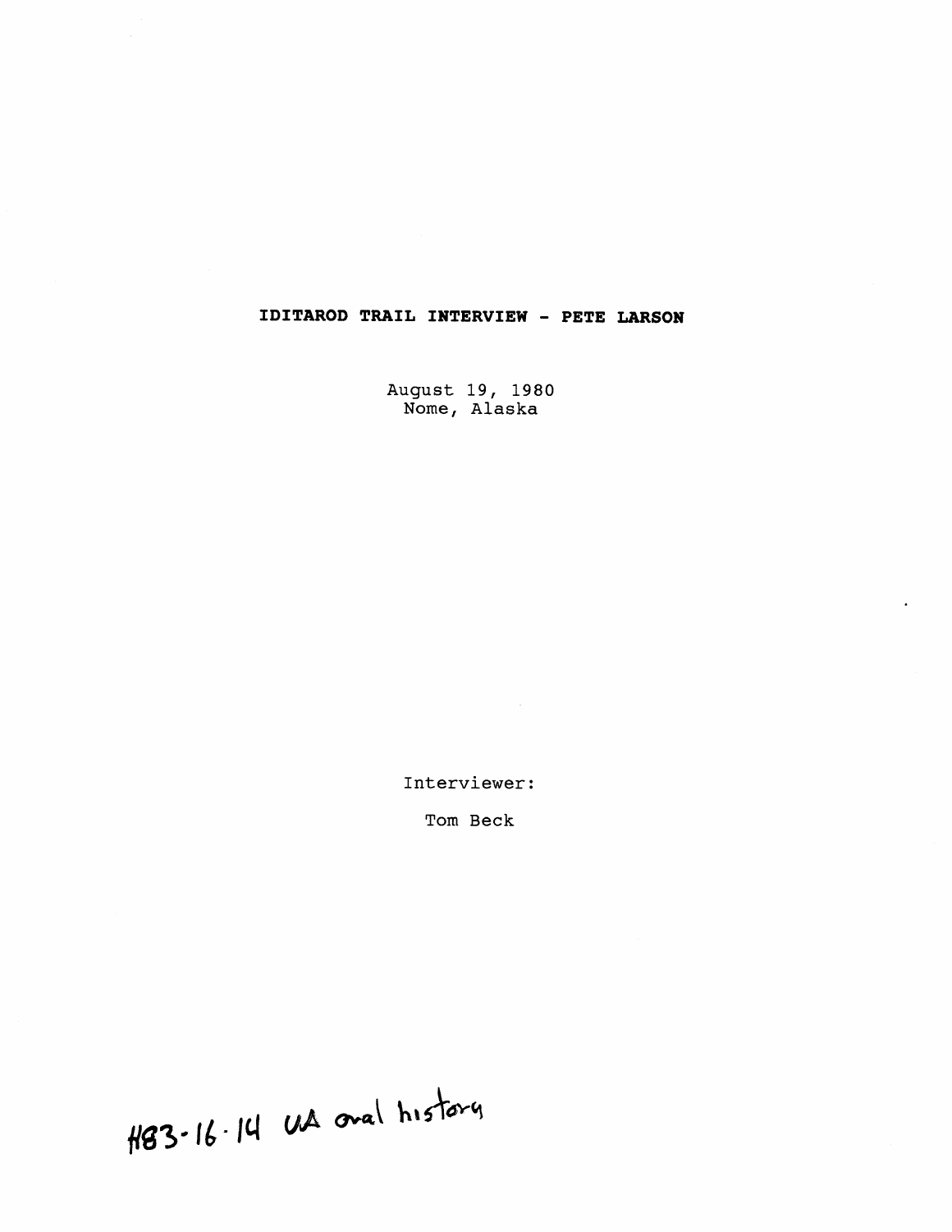# IDITAROD TRAIL INTERVIEW - PETE LARSON

August 19, 1980
Nome, Alaska

Interviewer:

Tom Beck

H83-16-14 UA oral history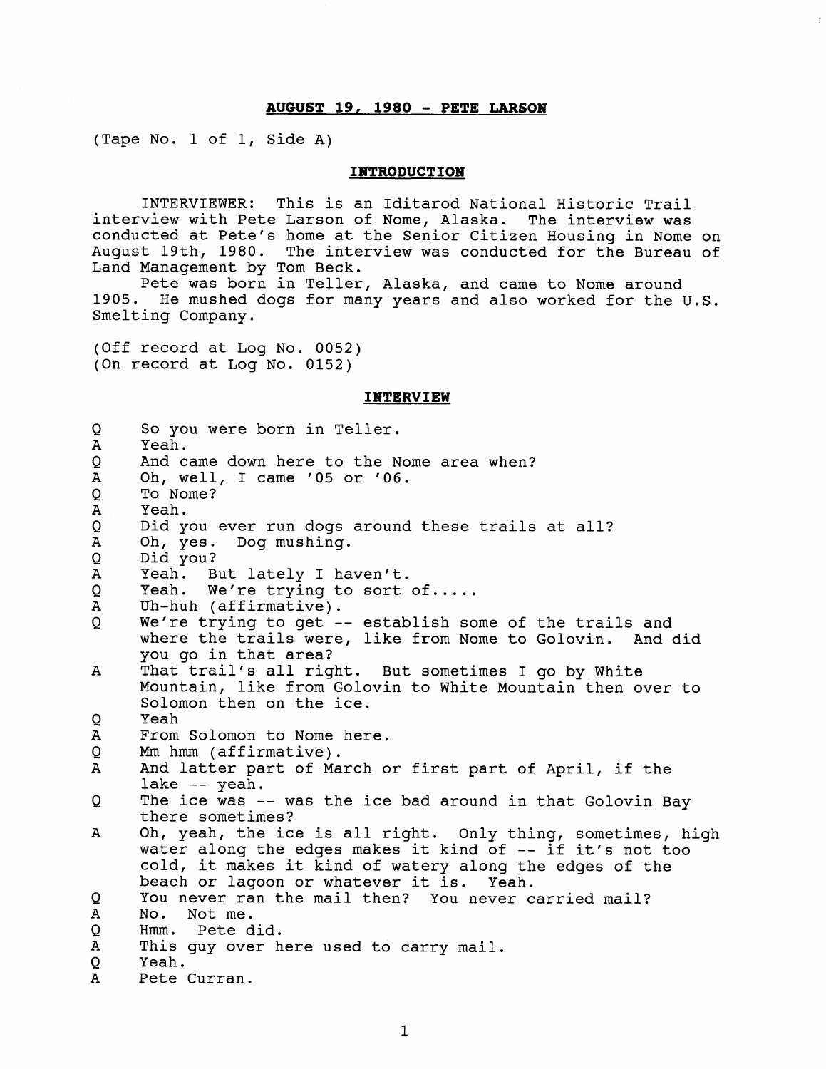**AUGUST 19, 1980 - PETE LARSON**

(Tape No. 1 of 1, Side A)

**INTRODUCTION**

INTERVIEWER: This is an Iditarod National Historic Trail interview with Pete Larson of Nome, Alaska. The interview was conducted at Pete's home at the Senior Citizen Housing in Nome on August 19th, 1980. The interview was conducted for the Bureau of Land Management by Tom Beck.

Pete was born in Teller, Alaska, and came to Nome around 1905. He mushed dogs for many years and also worked for the U.S. Smelting Company.

(Off record at Log No. 0052)
(On record at Log No. 0152)

**INTERVIEW**

Q So you were born in Teller.
A Yeah.
Q And came down here to the Nome area when?
A Oh, well, I came '05 or '06.
Q To Nome?
A Yeah.
Q Did you ever run dogs around these trails at all?
A Oh, yes. Dog mushing.
Q Did you?
A Yeah. But lately I haven't.
Q Yeah. We're trying to sort of.....
A Uh-huh (affirmative).
Q We're trying to get -- establish some of the trails and where the trails were, like from Nome to Golovin. And did you go in that area?
A That trail's all right. But sometimes I go by White Mountain, like from Golovin to White Mountain then over to Solomon then on the ice.
Q Yeah
A From Solomon to Nome here.
Q Mm hmm (affirmative).
A And latter part of March or first part of April, if the lake -- yeah.
Q The ice was -- was the ice bad around in that Golovin Bay there sometimes?
A Oh, yeah, the ice is all right. Only thing, sometimes, high water along the edges makes it kind of -- if it's not too cold, it makes it kind of watery along the edges of the beach or lagoon or whatever it is. Yeah.
Q You never ran the mail then? You never carried mail?
A No. Not me.
Q Hmm. Pete did.
A This guy over here used to carry mail.
Q Yeah.
A Pete Curran.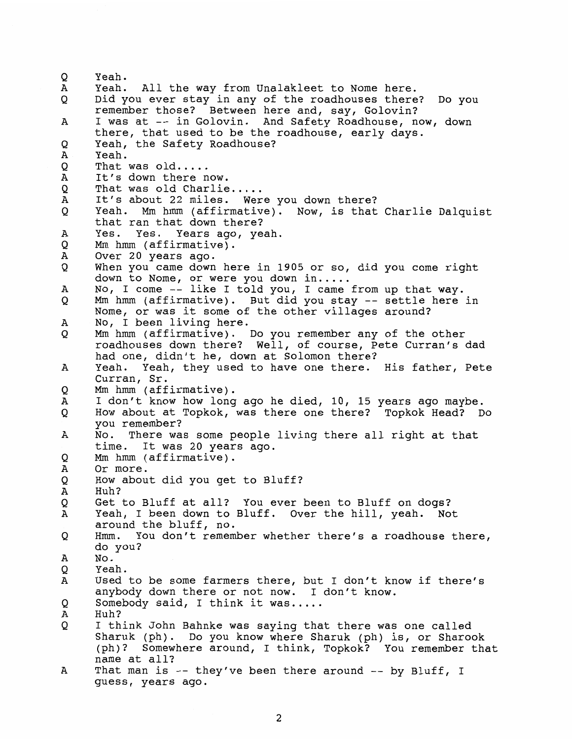Q	Yeah.
A	Yeah. All the way from Unalakleet to Nome here.
Q	Did you ever stay in any of the roadhouses there? Do you remember those? Between here and, say, Golovin?
A	I was at -- in Golovin. And Safety Roadhouse, now, down there, that used to be the roadhouse, early days.
Q	Yeah, the Safety Roadhouse?
A	Yeah.
Q	That was old.....
A	It's down there now.
Q	That was old Charlie.....
A	It's about 22 miles. Were you down there?
Q	Yeah. Mm hmm (affirmative). Now, is that Charlie Dalquist that ran that down there?
A	Yes. Yes. Years ago, yeah.
Q	Mm hmm (affirmative).
A	Over 20 years ago.
Q	When you came down here in 1905 or so, did you come right down to Nome, or were you down in.....
A	No, I come -- like I told you, I came from up that way.
Q	Mm hmm (affirmative). But did you stay -- settle here in Nome, or was it some of the other villages around?
A	No, I been living here.
Q	Mm hmm (affirmative). Do you remember any of the other roadhouses down there? Well, of course, Pete Curran's dad had one, didn't he, down at Solomon there?
A	Yeah. Yeah, they used to have one there. His father, Pete Curran, Sr.
Q	Mm hmm (affirmative).
A	I don't know how long ago he died, 10, 15 years ago maybe.
Q	How about at Topkok, was there one there? Topkok Head? Do you remember?
A	No. There was some people living there all right at that time. It was 20 years ago.
Q	Mm hmm (affirmative).
A	Or more.
Q	How about did you get to Bluff?
A	Huh?
Q	Get to Bluff at all? You ever been to Bluff on dogs?
A	Yeah, I been down to Bluff. Over the hill, yeah. Not around the bluff, no.
Q	Hmm. You don't remember whether there's a roadhouse there, do you?
A	No.
Q	Yeah.
A	Used to be some farmers there, but I don't know if there's anybody down there or not now. I don't know.
Q	Somebody said, I think it was.....
A	Huh?
Q	I think John Bahnke was saying that there was one called Sharuk (ph). Do you know where Sharuk (ph) is, or Sharook (ph)? Somewhere around, I think, Topkok? You remember that name at all?
A	That man is -- they've been there around -- by Bluff, I guess, years ago.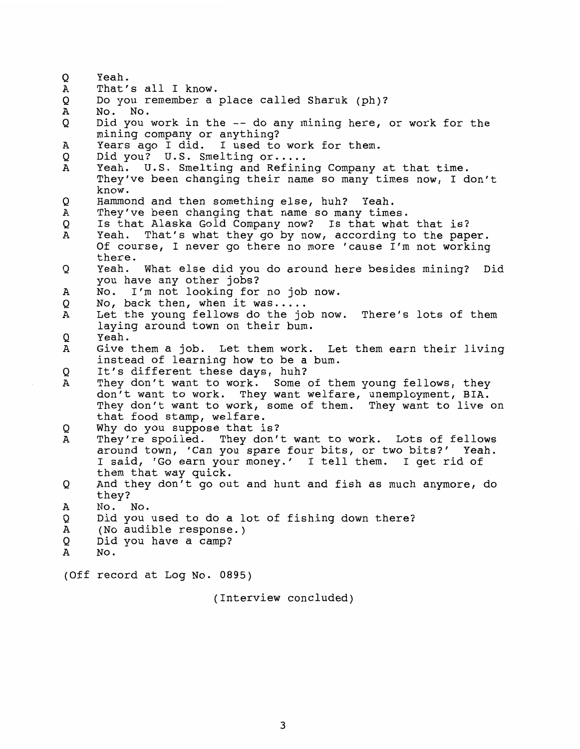Q Yeah.

A That's all I know.

Q Do you remember a place called Sharuk (ph)?

A No. No.

Q Did you work in the -- do any mining here, or work for the mining company or anything?

A Years ago I did. I used to work for them.

Q Did you? U.S. Smelting or.....

A Yeah. U.S. Smelting and Refining Company at that time. They've been changing their name so many times now, I don't know.

Q Hammond and then something else, huh? Yeah.

A They've been changing that name so many times.

Q Is that Alaska Gold Company now? Is that what that is?

A Yeah. That's what they go by now, according to the paper. Of course, I never go there no more 'cause I'm not working there.

Q Yeah. What else did you do around here besides mining? Did you have any other jobs?

A No. I'm not looking for no job now.

Q No, back then, when it was.....

A Let the young fellows do the job now. There's lots of them laying around town on their bum.

Q Yeah.

A Give them a job. Let them work. Let them earn their living instead of learning how to be a bum.

Q It's different these days, huh?

A They don't want to work. Some of them young fellows, they don't want to work. They want welfare, unemployment, BIA. They don't want to work, some of them. They want to live on that food stamp, welfare.

Q Why do you suppose that is?

A They're spoiled. They don't want to work. Lots of fellows around town, 'Can you spare four bits, or two bits?' Yeah. I said, 'Go earn your money.' I tell them. I get rid of them that way quick.

Q And they don't go out and hunt and fish as much anymore, do they?

A No. No.

Q Did you used to do a lot of fishing down there?

A (No audible response.)

Q Did you have a camp?

A No.

(Off record at Log No. 0895)

(Interview concluded)